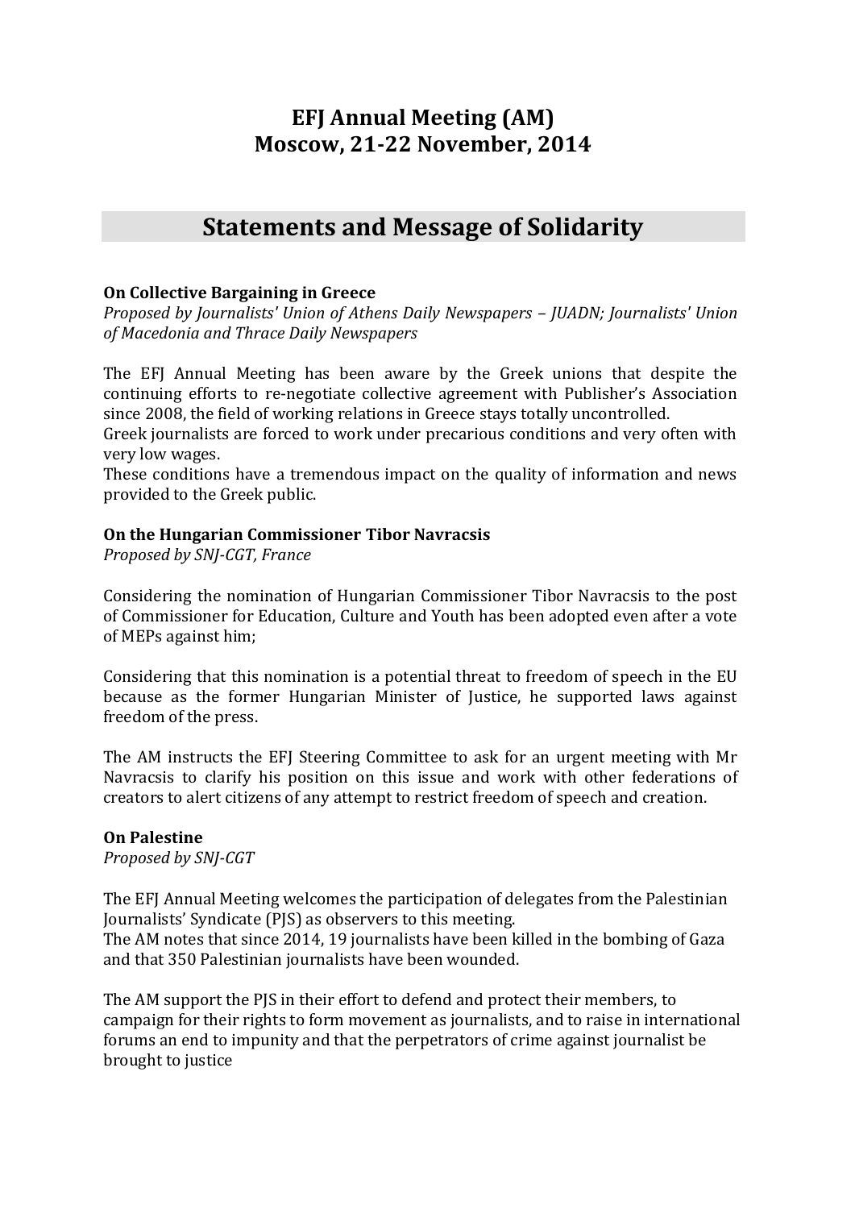# EFJ Annual Meeting (AM)
# Moscow, 21-22 November, 2014

## Statements and Message of Solidarity

### On Collective Bargaining in Greece

*Proposed by Journalists' Union of Athens Daily Newspapers – JUADN; Journalists' Union of Macedonia and Thrace Daily Newspapers*

The EFJ Annual Meeting has been aware by the Greek unions that despite the continuing efforts to re-negotiate collective agreement with Publisher's Association since 2008, the field of working relations in Greece stays totally uncontrolled.
Greek journalists are forced to work under precarious conditions and very often with very low wages.
These conditions have a tremendous impact on the quality of information and news provided to the Greek public.

### On the Hungarian Commissioner Tibor Navracsis

*Proposed by SNJ-CGT, France*

Considering the nomination of Hungarian Commissioner Tibor Navracsis to the post of Commissioner for Education, Culture and Youth has been adopted even after a vote of MEPs against him;

Considering that this nomination is a potential threat to freedom of speech in the EU because as the former Hungarian Minister of Justice, he supported laws against freedom of the press.

The AM instructs the EFJ Steering Committee to ask for an urgent meeting with Mr Navracsis to clarify his position on this issue and work with other federations of creators to alert citizens of any attempt to restrict freedom of speech and creation.

### On Palestine

*Proposed by SNJ-CGT*

The EFJ Annual Meeting welcomes the participation of delegates from the Palestinian Journalists' Syndicate (PJS) as observers to this meeting.
The AM notes that since 2014, 19 journalists have been killed in the bombing of Gaza and that 350 Palestinian journalists have been wounded.

The AM support the PJS in their effort to defend and protect their members, to campaign for their rights to form movement as journalists, and to raise in international forums an end to impunity and that the perpetrators of crime against journalist be brought to justice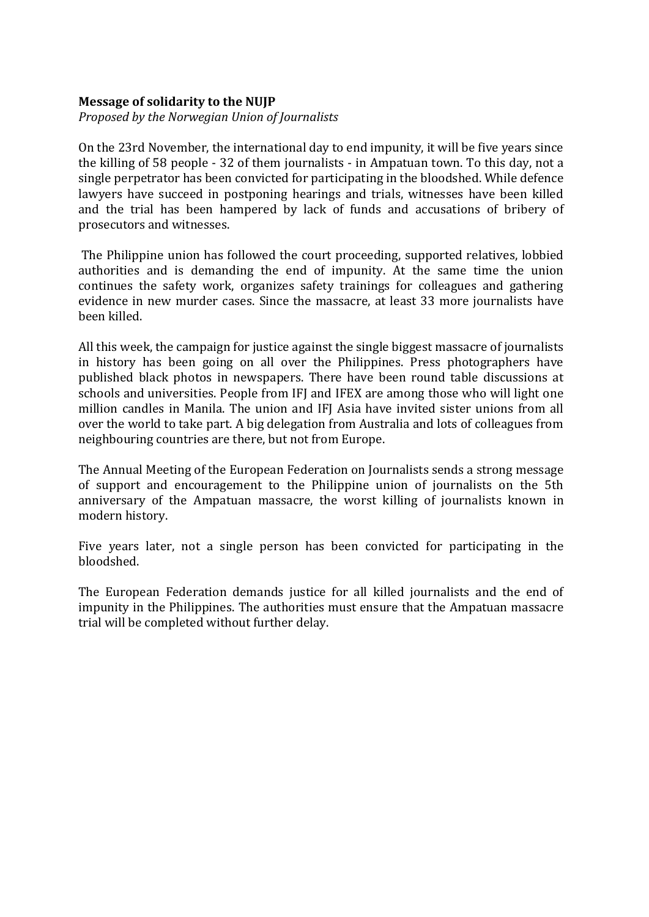**Message of solidarity to the NUJP**

*Proposed by the Norwegian Union of Journalists*

On the 23rd November, the international day to end impunity, it will be five years since the killing of 58 people - 32 of them journalists - in Ampatuan town. To this day, not a single perpetrator has been convicted for participating in the bloodshed. While defence lawyers have succeed in postponing hearings and trials, witnesses have been killed and the trial has been hampered by lack of funds and accusations of bribery of prosecutors and witnesses.

The Philippine union has followed the court proceeding, supported relatives, lobbied authorities and is demanding the end of impunity. At the same time the union continues the safety work, organizes safety trainings for colleagues and gathering evidence in new murder cases. Since the massacre, at least 33 more journalists have been killed.

All this week, the campaign for justice against the single biggest massacre of journalists in history has been going on all over the Philippines. Press photographers have published black photos in newspapers. There have been round table discussions at schools and universities. People from IFJ and IFEX are among those who will light one million candles in Manila. The union and IFJ Asia have invited sister unions from all over the world to take part. A big delegation from Australia and lots of colleagues from neighbouring countries are there, but not from Europe.

The Annual Meeting of the European Federation on Journalists sends a strong message of support and encouragement to the Philippine union of journalists on the 5th anniversary of the Ampatuan massacre, the worst killing of journalists known in modern history.

Five years later, not a single person has been convicted for participating in the bloodshed.

The European Federation demands justice for all killed journalists and the end of impunity in the Philippines. The authorities must ensure that the Ampatuan massacre trial will be completed without further delay.